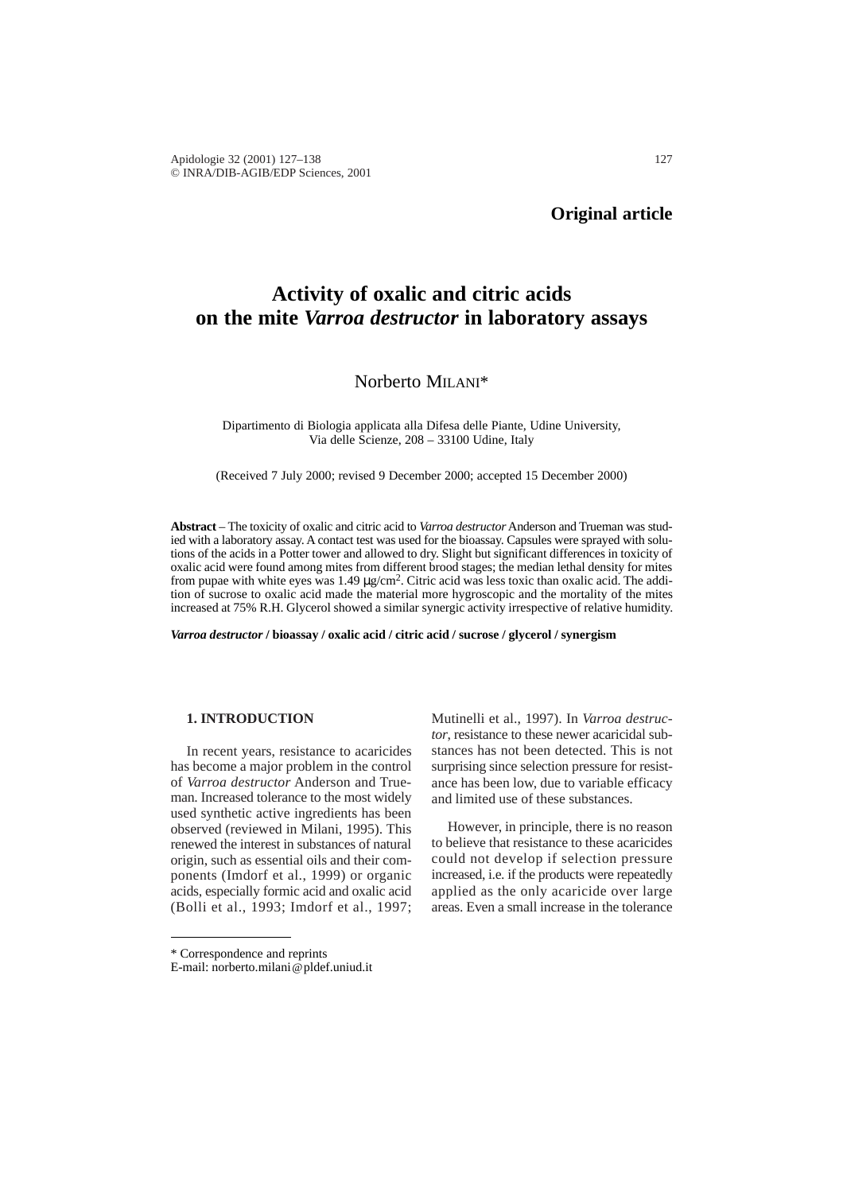**Original article**

# Activity of oxalic and citric acids on the mite *Varroa destructor* in laboratory assays

Norberto MILANI*

Dipartimento di Biologia applicata alla Difesa delle Piante, Udine University, Via delle Scienze, 208 – 33100 Udine, Italy

(Received 7 July 2000; revised 9 December 2000; accepted 15 December 2000)

**Abstract** – The toxicity of oxalic and citric acid to *Varroa destructor* Anderson and Trueman was studied with a laboratory assay. A contact test was used for the bioassay. Capsules were sprayed with solutions of the acids in a Potter tower and allowed to dry. Slight but significant differences in toxicity of oxalic acid were found among mites from different brood stages; the median lethal density for mites from pupae with white eyes was 1.49 μg/cm$^2$. Citric acid was less toxic than oxalic acid. The addition of sucrose to oxalic acid made the material more hygroscopic and the mortality of the mites increased at 75% R.H. Glycerol showed a similar synergic activity irrespective of relative humidity.

***Varroa destructor*** **/ bioassay / oxalic acid / citric acid / sucrose / glycerol / synergism**

## 1. INTRODUCTION

In recent years, resistance to acaricides has become a major problem in the control of *Varroa destructor* Anderson and Trueman. Increased tolerance to the most widely used synthetic active ingredients has been observed (reviewed in Milani, 1995). This renewed the interest in substances of natural origin, such as essential oils and their components (Imdorf et al., 1999) or organic acids, especially formic acid and oxalic acid (Bolli et al., 1993; Imdorf et al., 1997; Mutinelli et al., 1997). In *Varroa destructor*, resistance to these newer acaricidal substances has not been detected. This is not surprising since selection pressure for resistance has been low, due to variable efficacy and limited use of these substances.

However, in principle, there is no reason to believe that resistance to these acaricides could not develop if selection pressure increased, i.e. if the products were repeatedly applied as the only acaricide over large areas. Even a small increase in the tolerance

\* Correspondence and reprints
E-mail: norberto.milani@pldef.uniud.it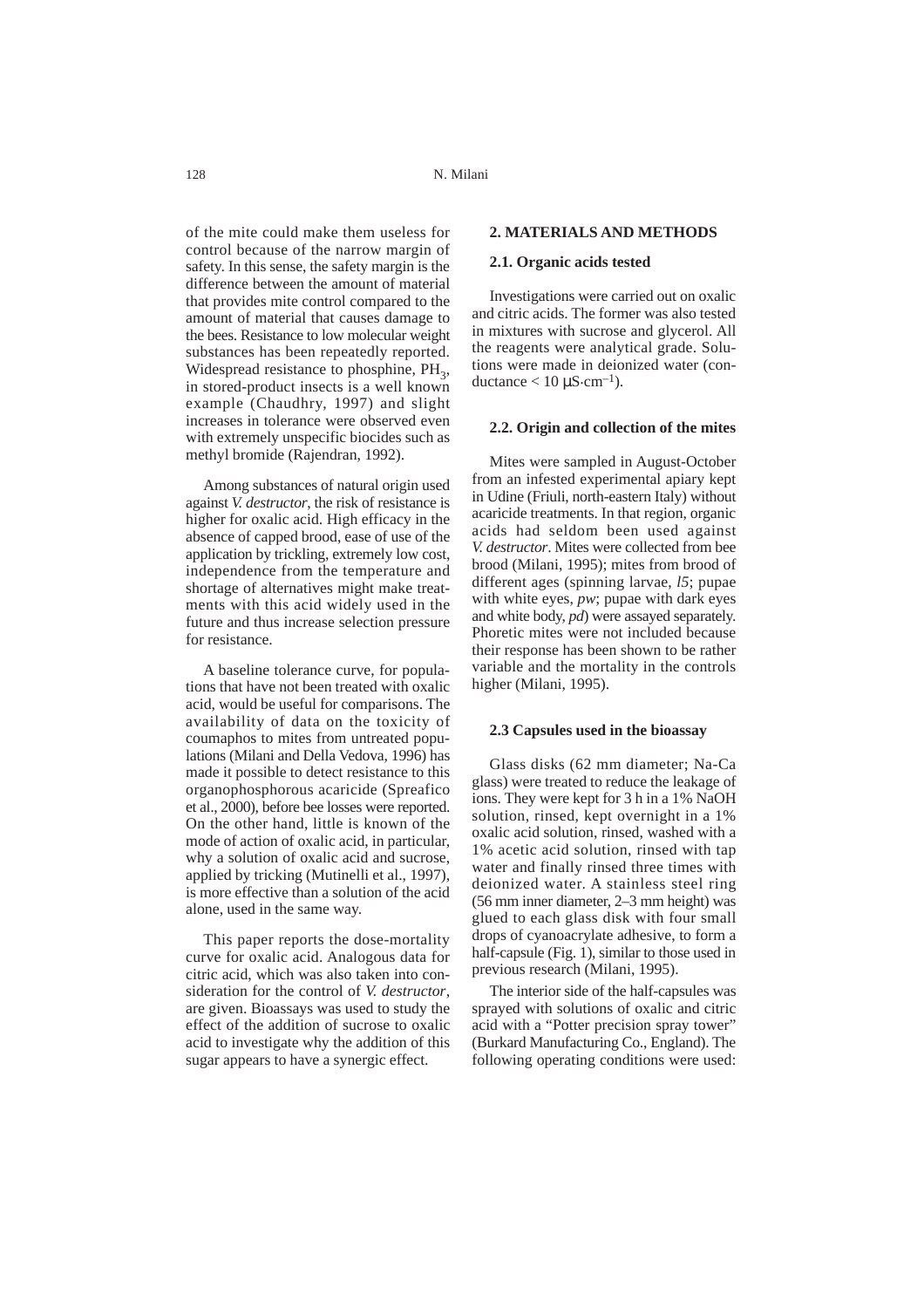of the mite could make them useless for control because of the narrow margin of safety. In this sense, the safety margin is the difference between the amount of material that provides mite control compared to the amount of material that causes damage to the bees. Resistance to low molecular weight substances has been repeatedly reported. Widespread resistance to phosphine, $PH_3$, in stored-product insects is a well known example (Chaudhry, 1997) and slight increases in tolerance were observed even with extremely unspecific biocides such as methyl bromide (Rajendran, 1992).

Among substances of natural origin used against *V. destructor*, the risk of resistance is higher for oxalic acid. High efficacy in the absence of capped brood, ease of use of the application by trickling, extremely low cost, independence from the temperature and shortage of alternatives might make treatments with this acid widely used in the future and thus increase selection pressure for resistance.

A baseline tolerance curve, for populations that have not been treated with oxalic acid, would be useful for comparisons. The availability of data on the toxicity of coumaphos to mites from untreated populations (Milani and Della Vedova, 1996) has made it possible to detect resistance to this organophosphorous acaricide (Spreafico et al., 2000), before bee losses were reported. On the other hand, little is known of the mode of action of oxalic acid, in particular, why a solution of oxalic acid and sucrose, applied by tricking (Mutinelli et al., 1997), is more effective than a solution of the acid alone, used in the same way.

This paper reports the dose-mortality curve for oxalic acid. Analogous data for citric acid, which was also taken into consideration for the control of *V. destructor*, are given. Bioassays was used to study the effect of the addition of sucrose to oxalic acid to investigate why the addition of this sugar appears to have a synergic effect.

## 2. MATERIALS AND METHODS

### 2.1. Organic acids tested

Investigations were carried out on oxalic and citric acids. The former was also tested in mixtures with sucrose and glycerol. All the reagents were analytical grade. Solutions were made in deionized water (conductance < 10 $\mu S \cdot cm^{-1}$).

### 2.2. Origin and collection of the mites

Mites were sampled in August-October from an infested experimental apiary kept in Udine (Friuli, north-eastern Italy) without acaricide treatments. In that region, organic acids had seldom been used against *V. destructor*. Mites were collected from bee brood (Milani, 1995); mites from brood of different ages (spinning larvae, *l5*; pupae with white eyes, *pw*; pupae with dark eyes and white body, *pd*) were assayed separately. Phoretic mites were not included because their response has been shown to be rather variable and the mortality in the controls higher (Milani, 1995).

### 2.3 Capsules used in the bioassay

Glass disks (62 mm diameter; Na-Ca glass) were treated to reduce the leakage of ions. They were kept for 3 h in a 1% NaOH solution, rinsed, kept overnight in a 1% oxalic acid solution, rinsed, washed with a 1% acetic acid solution, rinsed with tap water and finally rinsed three times with deionized water. A stainless steel ring (56 mm inner diameter, 2–3 mm height) was glued to each glass disk with four small drops of cyanoacrylate adhesive, to form a half-capsule (Fig. 1), similar to those used in previous research (Milani, 1995).

The interior side of the half-capsules was sprayed with solutions of oxalic and citric acid with a "Potter precision spray tower" (Burkard Manufacturing Co., England). The following operating conditions were used: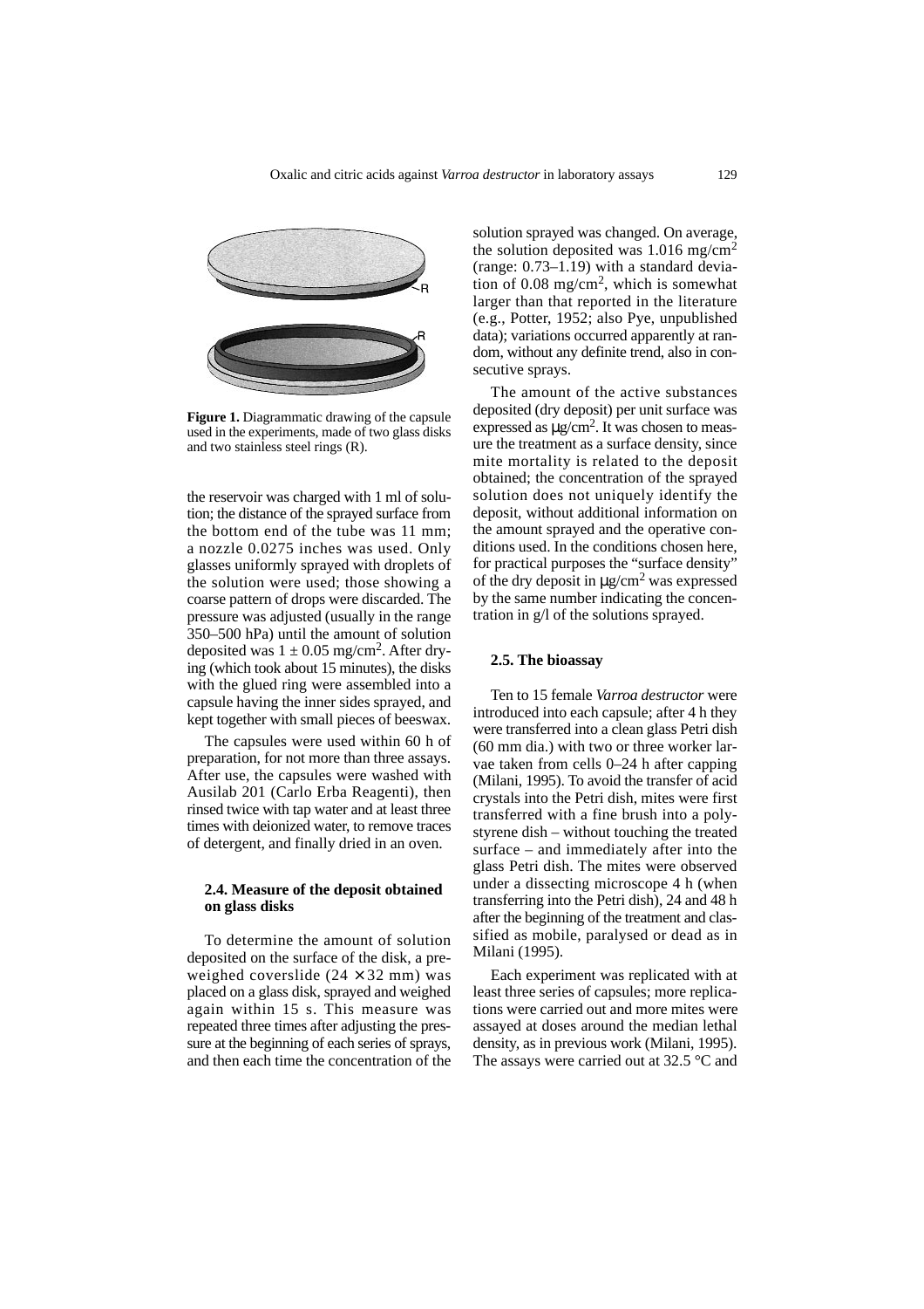**Figure 1.** Diagrammatic drawing of the capsule used in the experiments, made of two glass disks and two stainless steel rings (R).

the reservoir was charged with 1 ml of solution; the distance of the sprayed surface from the bottom end of the tube was 11 mm; a nozzle 0.0275 inches was used. Only glasses uniformly sprayed with droplets of the solution were used; those showing a coarse pattern of drops were discarded. The pressure was adjusted (usually in the range 350–500 hPa) until the amount of solution deposited was $1 \pm 0.05$ mg/cm$^2$. After drying (which took about 15 minutes), the disks with the glued ring were assembled into a capsule having the inner sides sprayed, and kept together with small pieces of beeswax.

The capsules were used within 60 h of preparation, for not more than three assays. After use, the capsules were washed with Ausilab 201 (Carlo Erba Reagenti), then rinsed twice with tap water and at least three times with deionized water, to remove traces of detergent, and finally dried in an oven.

### 2.4. Measure of the deposit obtained on glass disks

To determine the amount of solution deposited on the surface of the disk, a preweighed coverslide ($24 \times 32$ mm) was placed on a glass disk, sprayed and weighed again within 15 s. This measure was repeated three times after adjusting the pressure at the beginning of each series of sprays, and then each time the concentration of the solution sprayed was changed. On average, the solution deposited was 1.016 mg/cm$^2$ (range: 0.73–1.19) with a standard deviation of 0.08 mg/cm$^2$, which is somewhat larger than that reported in the literature (e.g., Potter, 1952; also Pye, unpublished data); variations occurred apparently at random, without any definite trend, also in consecutive sprays.

The amount of the active substances deposited (dry deposit) per unit surface was expressed as µg/cm$^2$. It was chosen to measure the treatment as a surface density, since mite mortality is related to the deposit obtained; the concentration of the sprayed solution does not uniquely identify the deposit, without additional information on the amount sprayed and the operative conditions used. In the conditions chosen here, for practical purposes the "surface density" of the dry deposit in µg/cm$^2$ was expressed by the same number indicating the concentration in g/l of the solutions sprayed.

### 2.5. The bioassay

Ten to 15 female *Varroa destructor* were introduced into each capsule; after 4 h they were transferred into a clean glass Petri dish (60 mm dia.) with two or three worker larvae taken from cells 0–24 h after capping (Milani, 1995). To avoid the transfer of acid crystals into the Petri dish, mites were first transferred with a fine brush into a polystyrene dish – without touching the treated surface – and immediately after into the glass Petri dish. The mites were observed under a dissecting microscope 4 h (when transferring into the Petri dish), 24 and 48 h after the beginning of the treatment and classified as mobile, paralysed or dead as in Milani (1995).

Each experiment was replicated with at least three series of capsules; more replications were carried out and more mites were assayed at doses around the median lethal density, as in previous work (Milani, 1995). The assays were carried out at 32.5 °C and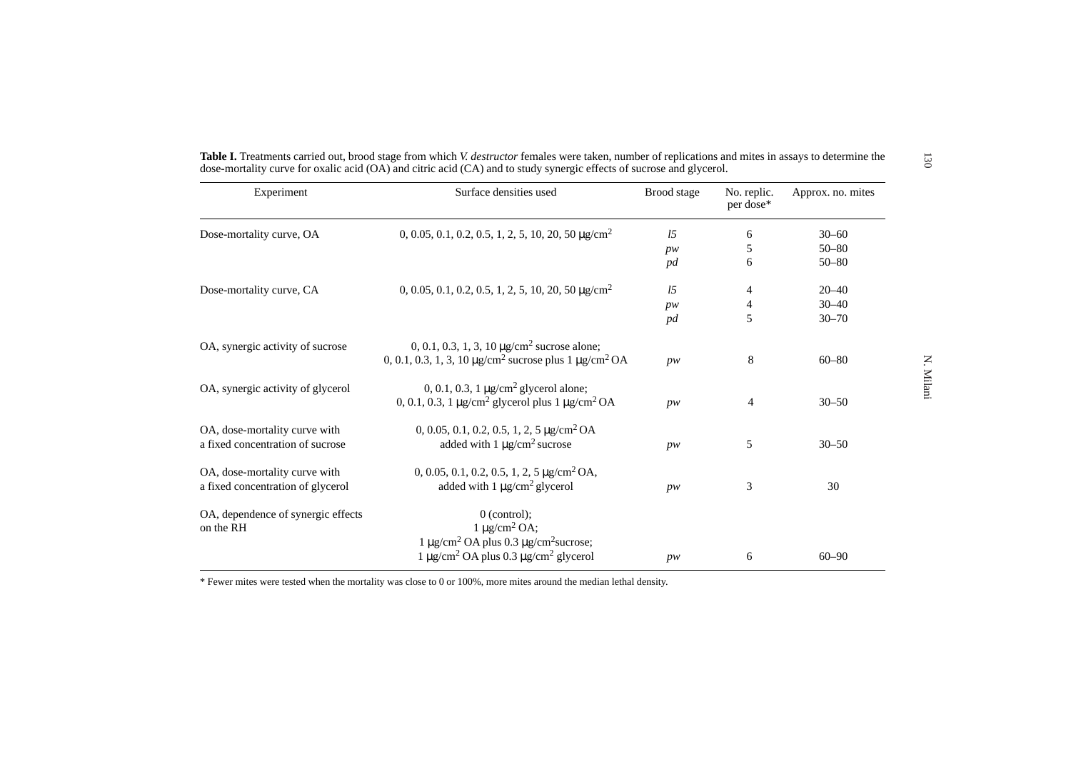**Table I.** Treatments carried out, brood stage from which *V. destructor* females were taken, number of replications and mites in assays to determine the dose-mortality curve for oxalic acid (OA) and citric acid (CA) and to study synergic effects of sucrose and glycerol.

| Experiment | Surface densities used | Brood stage | No. replic. per dose* | Approx. no. mites |
|---|---|---|---|---|
| Dose-mortality curve, OA | 0, 0.05, 0.1, 0.2, 0.5, 1, 2, 5, 10, 20, 50 μg/cm$^2$ | *l5* | 6 | 30–60 |
| | | *pw* | 5 | 50–80 |
| | | *pd* | 6 | 50–80 |
| Dose-mortality curve, CA | 0, 0.05, 0.1, 0.2, 0.5, 1, 2, 5, 10, 20, 50 μg/cm$^2$ | *l5* | 4 | 20–40 |
| | | *pw* | 4 | 30–40 |
| | | *pd* | 5 | 30–70 |
| OA, synergic activity of sucrose | 0, 0.1, 0.3, 1, 3, 10 μg/cm$^2$ sucrose alone; 0, 0.1, 0.3, 1, 3, 10 μg/cm$^2$ sucrose plus 1 μg/cm$^2$ OA | *pw* | 8 | 60–80 |
| OA, synergic activity of glycerol | 0, 0.1, 0.3, 1 μg/cm$^2$ glycerol alone; 0, 0.1, 0.3, 1 μg/cm$^2$ glycerol plus 1 μg/cm$^2$ OA | *pw* | 4 | 30–50 |
| OA, dose-mortality curve with a fixed concentration of sucrose | 0, 0.05, 0.1, 0.2, 0.5, 1, 2, 5 μg/cm$^2$ OA added with 1 μg/cm$^2$ sucrose | *pw* | 5 | 30–50 |
| OA, dose-mortality curve with a fixed concentration of glycerol | 0, 0.05, 0.1, 0.2, 0.5, 1, 2, 5 μg/cm$^2$ OA, added with 1 μg/cm$^2$ glycerol | *pw* | 3 | 30 |
| OA, dependence of synergic effects on the RH | 0 (control); 1 μg/cm$^2$ OA; 1 μg/cm$^2$ OA plus 0.3 μg/cm$^2$ sucrose; 1 μg/cm$^2$ OA plus 0.3 μg/cm$^2$ glycerol | *pw* | 6 | 60–90 |

\* Fewer mites were tested when the mortality was close to 0 or 100%, more mites around the median lethal density.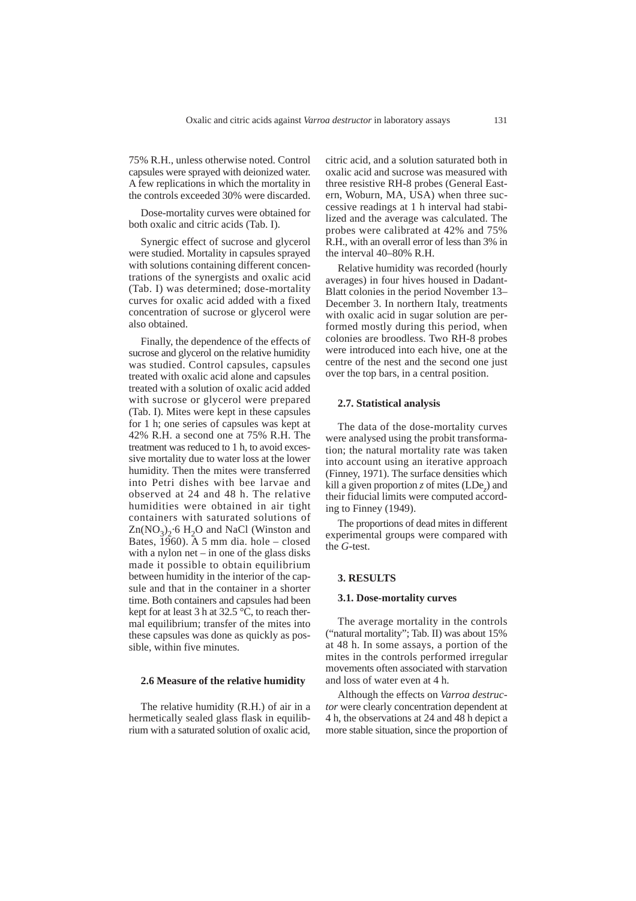75% R.H., unless otherwise noted. Control capsules were sprayed with deionized water. A few replications in which the mortality in the controls exceeded 30% were discarded.

Dose-mortality curves were obtained for both oxalic and citric acids (Tab. I).

Synergic effect of sucrose and glycerol were studied. Mortality in capsules sprayed with solutions containing different concentrations of the synergists and oxalic acid (Tab. I) was determined; dose-mortality curves for oxalic acid added with a fixed concentration of sucrose or glycerol were also obtained.

Finally, the dependence of the effects of sucrose and glycerol on the relative humidity was studied. Control capsules, capsules treated with oxalic acid alone and capsules treated with a solution of oxalic acid added with sucrose or glycerol were prepared (Tab. I). Mites were kept in these capsules for 1 h; one series of capsules was kept at 42% R.H. a second one at 75% R.H. The treatment was reduced to 1 h, to avoid excessive mortality due to water loss at the lower humidity. Then the mites were transferred into Petri dishes with bee larvae and observed at 24 and 48 h. The relative humidities were obtained in air tight containers with saturated solutions of $Zn(NO_3)_2 \cdot 6\ H_2O$ and NaCl (Winston and Bates, 1960). A 5 mm dia. hole – closed with a nylon net – in one of the glass disks made it possible to obtain equilibrium between humidity in the interior of the capsule and that in the container in a shorter time. Both containers and capsules had been kept for at least 3 h at 32.5 °C, to reach thermal equilibrium; transfer of the mites into these capsules was done as quickly as possible, within five minutes.

### 2.6 Measure of the relative humidity

The relative humidity (R.H.) of air in a hermetically sealed glass flask in equilibrium with a saturated solution of oxalic acid, citric acid, and a solution saturated both in oxalic acid and sucrose was measured with three resistive RH-8 probes (General Eastern, Woburn, MA, USA) when three successive readings at 1 h interval had stabilized and the average was calculated. The probes were calibrated at 42% and 75% R.H., with an overall error of less than 3% in the interval 40–80% R.H.

Relative humidity was recorded (hourly averages) in four hives housed in Dadant-Blatt colonies in the period November 13–December 3. In northern Italy, treatments with oxalic acid in sugar solution are performed mostly during this period, when colonies are broodless. Two RH-8 probes were introduced into each hive, one at the centre of the nest and the second one just over the top bars, in a central position.

### 2.7. Statistical analysis

The data of the dose-mortality curves were analysed using the probit transformation; the natural mortality rate was taken into account using an iterative approach (Finney, 1971). The surface densities which kill a given proportion *z* of mites ($LDe_z$) and their fiducial limits were computed according to Finney (1949).

The proportions of dead mites in different experimental groups were compared with the *G*-test.

## 3. RESULTS

### 3.1. Dose-mortality curves

The average mortality in the controls ("natural mortality"; Tab. II) was about 15% at 48 h. In some assays, a portion of the mites in the controls performed irregular movements often associated with starvation and loss of water even at 4 h.

Although the effects on *Varroa destructor* were clearly concentration dependent at 4 h, the observations at 24 and 48 h depict a more stable situation, since the proportion of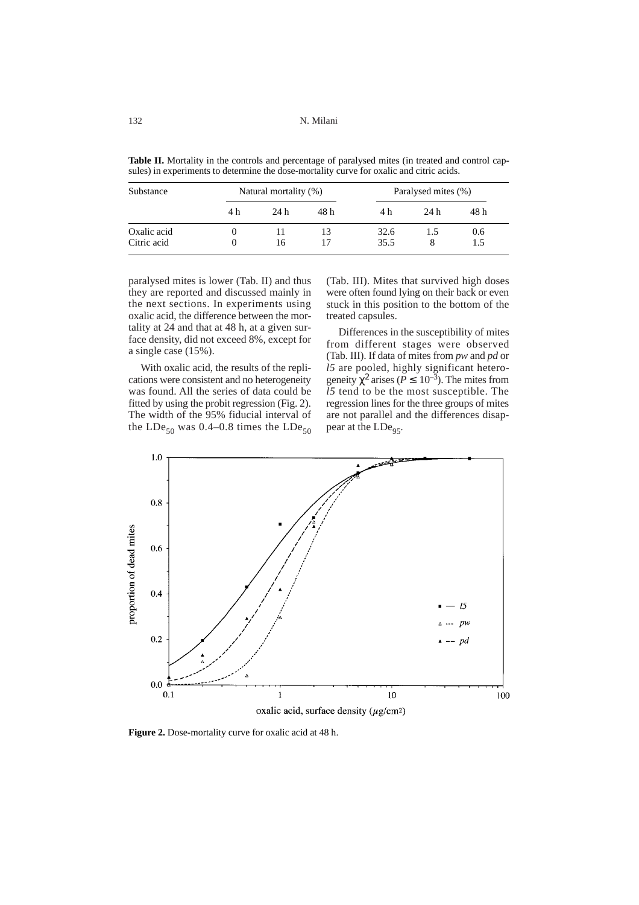**Table II.** Mortality in the controls and percentage of paralysed mites (in treated and control capsules) in experiments to determine the dose-mortality curve for oxalic and citric acids.

| Substance | Natural mortality (%) | | | Paralysed mites (%) | | |
|---|---|---|---|---|---|---|
| | 4 h | 24 h | 48 h | 4 h | 24 h | 48 h |
| Oxalic acid | 0 | 11 | 13 | 32.6 | 1.5 | 0.6 |
| Citric acid | 0 | 16 | 17 | 35.5 | 8 | 1.5 |

paralysed mites is lower (Tab. II) and thus they are reported and discussed mainly in the next sections. In experiments using oxalic acid, the difference between the mortality at 24 and that at 48 h, at a given surface density, did not exceed 8%, except for a single case (15%).

With oxalic acid, the results of the replications were consistent and no heterogeneity was found. All the series of data could be fitted by using the probit regression (Fig. 2). The width of the 95% fiducial interval of the $LDe_{50}$ was 0.4–0.8 times the $LDe_{50}$ (Tab. III). Mites that survived high doses were often found lying on their back or even stuck in this position to the bottom of the treated capsules.

Differences in the susceptibility of mites from different stages were observed (Tab. III). If data of mites from *pw* and *pd* or *l5* are pooled, highly significant heterogeneity $\chi^2$ arises ($P \leq 10^{-3}$). The mites from *l5* tend to be the most susceptible. The regression lines for the three groups of mites are not parallel and the differences disappear at the $LDe_{95}$.

**Figure 2.** Dose-mortality curve for oxalic acid at 48 h.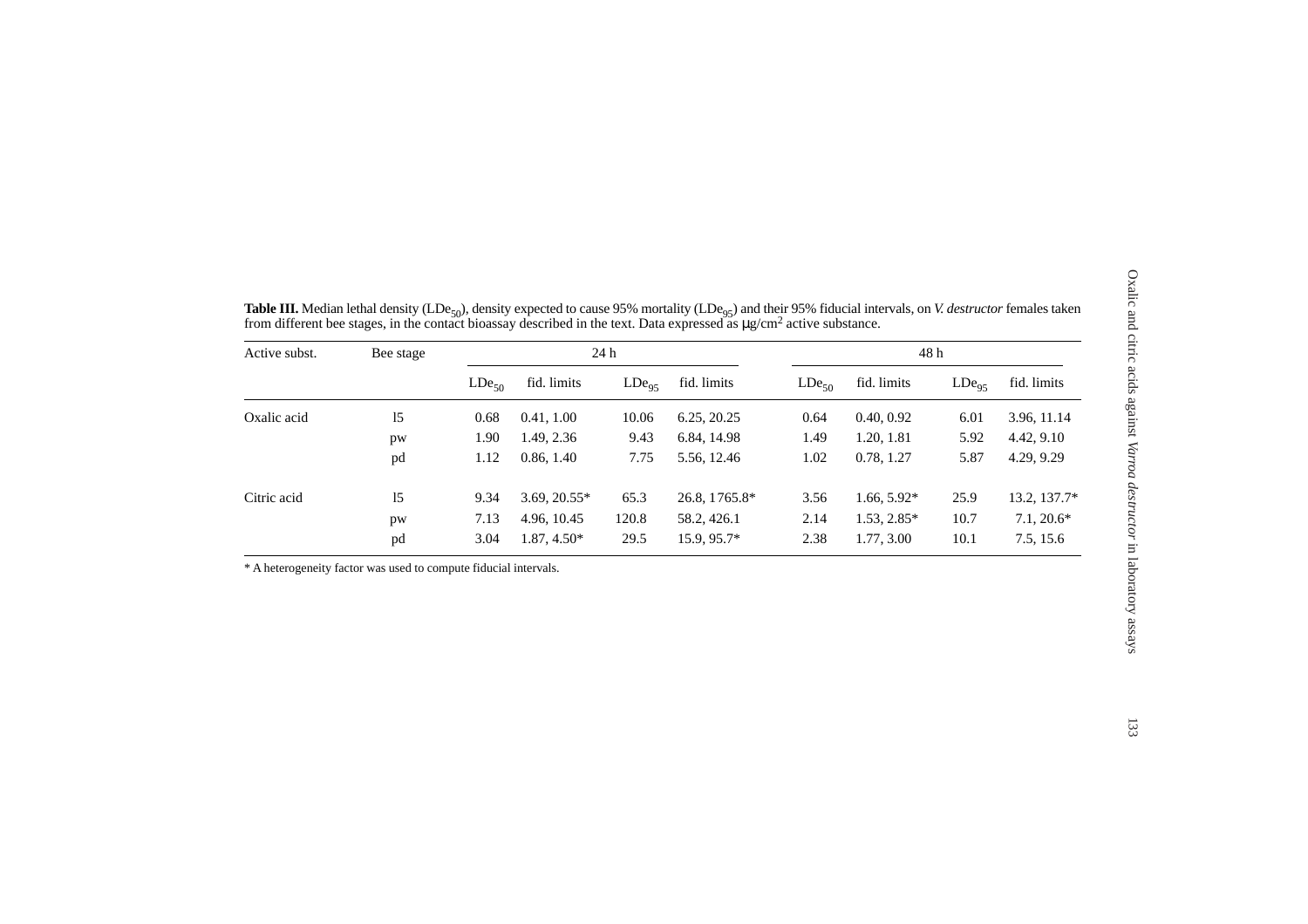**Table III.** Median lethal density ($LDe_{50}$), density expected to cause 95% mortality ($LDe_{95}$) and their 95% fiducial intervals, on *V. destructor* females taken from different bee stages, in the contact bioassay described in the text. Data expressed as μg/cm[2] active substance.

| Active subst. | Bee stage | 24 h | | | | 48 h | | | |
|---|---|---|---|---|---|---|---|---|---|
| | | $LDe_{50}$ | fid. limits | $LDe_{95}$ | fid. limits | $LDe_{50}$ | fid. limits | $LDe_{95}$ | fid. limits |
| Oxalic acid | l5 | 0.68 | 0.41, 1.00 | 10.06 | 6.25, 20.25 | 0.64 | 0.40, 0.92 | 6.01 | 3.96, 11.14 |
| | pw | 1.90 | 1.49, 2.36 | 9.43 | 6.84, 14.98 | 1.49 | 1.20, 1.81 | 5.92 | 4.42, 9.10 |
| | pd | 1.12 | 0.86, 1.40 | 7.75 | 5.56, 12.46 | 1.02 | 0.78, 1.27 | 5.87 | 4.29, 9.29 |
| Citric acid | l5 | 9.34 | 3.69, 20.55* | 65.3 | 26.8, 1765.8* | 3.56 | 1.66, 5.92* | 25.9 | 13.2, 137.7* |
| | pw | 7.13 | 4.96, 10.45 | 120.8 | 58.2, 426.1 | 2.14 | 1.53, 2.85* | 10.7 | 7.1, 20.6* |
| | pd | 3.04 | 1.87, 4.50* | 29.5 | 15.9, 95.7* | 2.38 | 1.77, 3.00 | 10.1 | 7.5, 15.6 |

* A heterogeneity factor was used to compute fiducial intervals.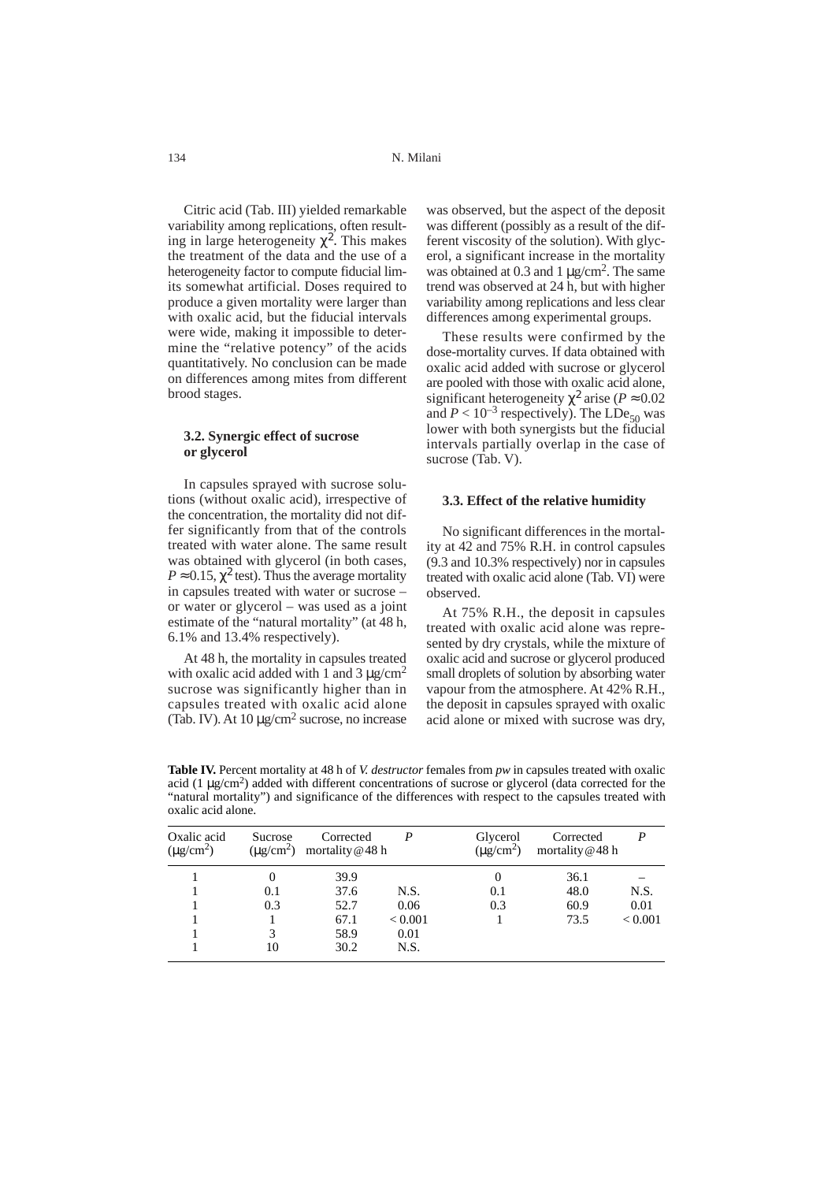Citric acid (Tab. III) yielded remarkable variability among replications, often resulting in large heterogeneity $\chi^2$. This makes the treatment of the data and the use of a heterogeneity factor to compute fiducial limits somewhat artificial. Doses required to produce a given mortality were larger than with oxalic acid, but the fiducial intervals were wide, making it impossible to determine the "relative potency" of the acids quantitatively. No conclusion can be made on differences among mites from different brood stages.

### 3.2. Synergic effect of sucrose or glycerol

In capsules sprayed with sucrose solutions (without oxalic acid), irrespective of the concentration, the mortality did not differ significantly from that of the controls treated with water alone. The same result was obtained with glycerol (in both cases, $P \approx 0.15$, $\chi^2$ test). Thus the average mortality in capsules treated with water or sucrose – or water or glycerol – was used as a joint estimate of the "natural mortality" (at 48 h, 6.1% and 13.4% respectively).

At 48 h, the mortality in capsules treated with oxalic acid added with 1 and 3 μg/cm$^2$ sucrose was significantly higher than in capsules treated with oxalic acid alone (Tab. IV). At 10 μg/cm$^2$ sucrose, no increase was observed, but the aspect of the deposit was different (possibly as a result of the different viscosity of the solution). With glycerol, a significant increase in the mortality was obtained at 0.3 and 1 μg/cm$^2$. The same trend was observed at 24 h, but with higher variability among replications and less clear differences among experimental groups.

These results were confirmed by the dose-mortality curves. If data obtained with oxalic acid added with sucrose or glycerol are pooled with those with oxalic acid alone, significant heterogeneity $\chi^2$ arise ($P \approx 0.02$ and $P < 10^{-3}$ respectively). The $LDe_{50}$ was lower with both synergists but the fiducial intervals partially overlap in the case of sucrose (Tab. V).

### 3.3. Effect of the relative humidity

No significant differences in the mortality at 42 and 75% R.H. in control capsules (9.3 and 10.3% respectively) nor in capsules treated with oxalic acid alone (Tab. VI) were observed.

At 75% R.H., the deposit in capsules treated with oxalic acid alone was represented by dry crystals, while the mixture of oxalic acid and sucrose or glycerol produced small droplets of solution by absorbing water vapour from the atmosphere. At 42% R.H., the deposit in capsules sprayed with oxalic acid alone or mixed with sucrose was dry,

**Table IV.** Percent mortality at 48 h of *V. destructor* females from *pw* in capsules treated with oxalic acid (1 μg/cm$^2$) added with different concentrations of sucrose or glycerol (data corrected for the "natural mortality") and significance of the differences with respect to the capsules treated with oxalic acid alone.

| Oxalic acid (μg/cm$^2$) | Sucrose (μg/cm$^2$) | Corrected mortality @ 48 h | $P$ | Glycerol (μg/cm$^2$) | Corrected mortality @ 48 h | $P$ |
|---|---|---|---|---|---|---|
| 1 | 0 | 39.9 | | 0 | 36.1 | – |
| 1 | 0.1 | 37.6 | N.S. | 0.1 | 48.0 | N.S. |
| 1 | 0.3 | 52.7 | 0.06 | 0.3 | 60.9 | 0.01 |
| 1 | 1 | 67.1 | < 0.001 | 1 | 73.5 | < 0.001 |
| 1 | 3 | 58.9 | 0.01 | | | |
| 1 | 10 | 30.2 | N.S. | | | |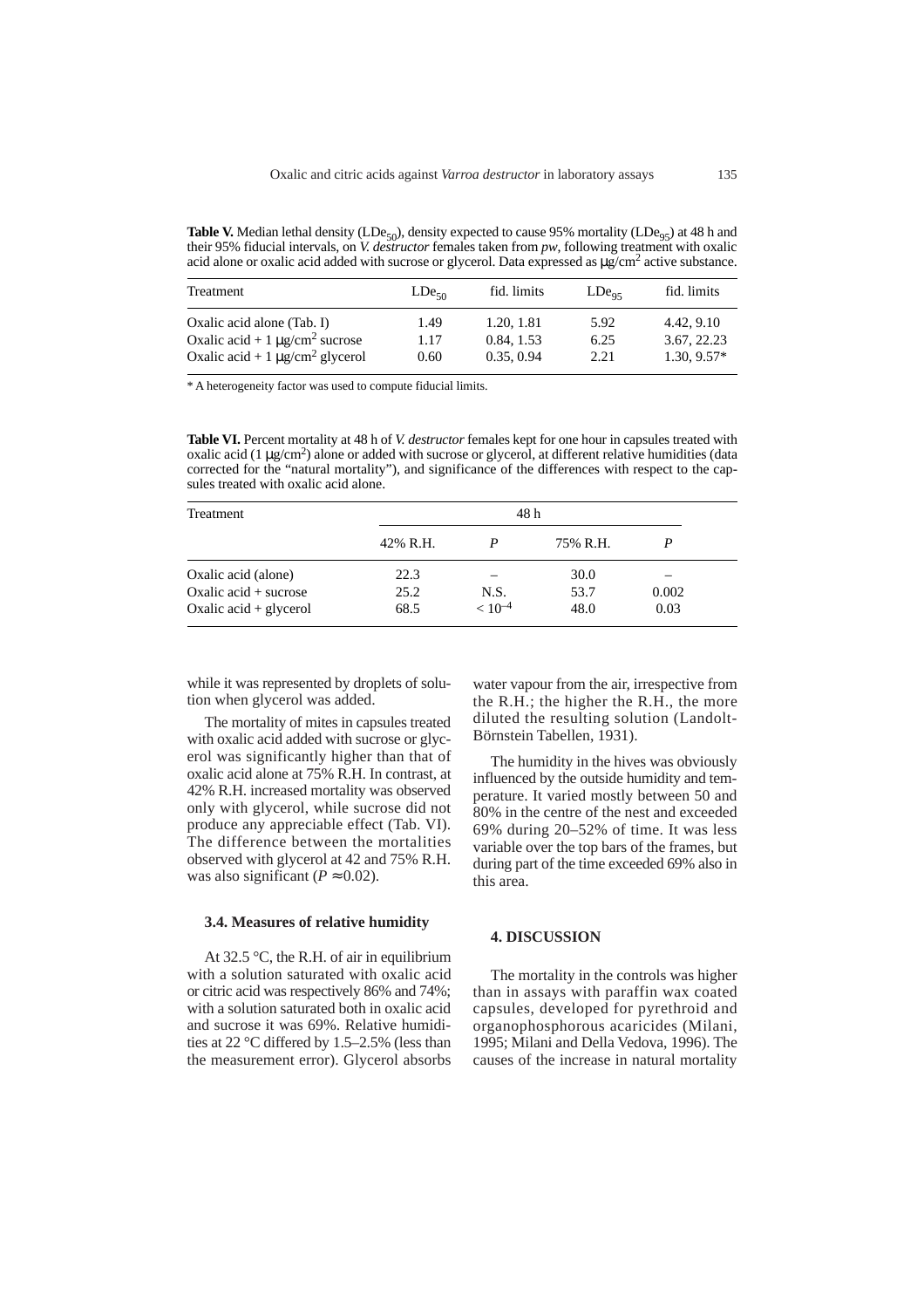**Table V.** Median lethal density ($LDe_{50}$), density expected to cause 95% mortality ($LDe_{95}$) at 48 h and their 95% fiducial intervals, on *V. destructor* females taken from *pw*, following treatment with oxalic acid alone or oxalic acid added with sucrose or glycerol. Data expressed as μg/cm$^2$ active substance.

| Treatment | $LDe_{50}$ | fid. limits | $LDe_{95}$ | fid. limits |
|---|---|---|---|---|
| Oxalic acid alone (Tab. I) | 1.49 | 1.20, 1.81 | 5.92 | 4.42, 9.10 |
| Oxalic acid + 1 μg/cm$^2$ sucrose | 1.17 | 0.84, 1.53 | 6.25 | 3.67, 22.23 |
| Oxalic acid + 1 μg/cm$^2$ glycerol | 0.60 | 0.35, 0.94 | 2.21 | 1.30, 9.57* |

\* A heterogeneity factor was used to compute fiducial limits.

**Table VI.** Percent mortality at 48 h of *V. destructor* females kept for one hour in capsules treated with oxalic acid (1 μg/cm$^2$) alone or added with sucrose or glycerol, at different relative humidities (data corrected for the "natural mortality"), and significance of the differences with respect to the capsules treated with oxalic acid alone.

| Treatment | 48 h | | | |
|---|---|---|---|---|
| | 42% R.H. | *P* | 75% R.H. | *P* |
| Oxalic acid (alone) | 22.3 | – | 30.0 | – |
| Oxalic acid + sucrose | 25.2 | N.S. | 53.7 | 0.002 |
| Oxalic acid + glycerol | 68.5 | $< 10^{-4}$ | 48.0 | 0.03 |

while it was represented by droplets of solution when glycerol was added.

The mortality of mites in capsules treated with oxalic acid added with sucrose or glycerol was significantly higher than that of oxalic acid alone at 75% R.H. In contrast, at 42% R.H. increased mortality was observed only with glycerol, while sucrose did not produce any appreciable effect (Tab. VI). The difference between the mortalities observed with glycerol at 42 and 75% R.H. was also significant ($P \approx 0.02$).

### 3.4. Measures of relative humidity

At 32.5 °C, the R.H. of air in equilibrium with a solution saturated with oxalic acid or citric acid was respectively 86% and 74%; with a solution saturated both in oxalic acid and sucrose it was 69%. Relative humidities at 22 °C differed by 1.5–2.5% (less than the measurement error). Glycerol absorbs water vapour from the air, irrespective from the R.H.; the higher the R.H., the more diluted the resulting solution (Landolt-Börnstein Tabellen, 1931).

The humidity in the hives was obviously influenced by the outside humidity and temperature. It varied mostly between 50 and 80% in the centre of the nest and exceeded 69% during 20–52% of time. It was less variable over the top bars of the frames, but during part of the time exceeded 69% also in this area.

## 4. DISCUSSION

The mortality in the controls was higher than in assays with paraffin wax coated capsules, developed for pyrethroid and organophosphorous acaricides (Milani, 1995; Milani and Della Vedova, 1996). The causes of the increase in natural mortality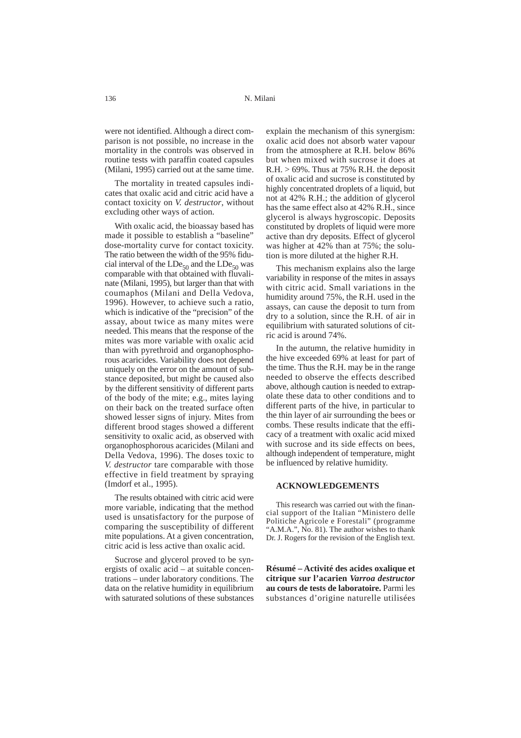were not identified. Although a direct comparison is not possible, no increase in the mortality in the controls was observed in routine tests with paraffin coated capsules (Milani, 1995) carried out at the same time.

The mortality in treated capsules indicates that oxalic acid and citric acid have a contact toxicity on *V. destructor*, without excluding other ways of action.

With oxalic acid, the bioassay based has made it possible to establish a "baseline" dose-mortality curve for contact toxicity. The ratio between the width of the 95% fiducial interval of the $LDe_{50}$ and the $LDe_{50}$ was comparable with that obtained with fluvalinate (Milani, 1995), but larger than that with coumaphos (Milani and Della Vedova, 1996). However, to achieve such a ratio, which is indicative of the "precision" of the assay, about twice as many mites were needed. This means that the response of the mites was more variable with oxalic acid than with pyrethroid and organophosphorous acaricides. Variability does not depend uniquely on the error on the amount of substance deposited, but might be caused also by the different sensitivity of different parts of the body of the mite; e.g., mites laying on their back on the treated surface often showed lesser signs of injury. Mites from different brood stages showed a different sensitivity to oxalic acid, as observed with organophosphorous acaricides (Milani and Della Vedova, 1996). The doses toxic to *V. destructor* tare comparable with those effective in field treatment by spraying (Imdorf et al., 1995).

The results obtained with citric acid were more variable, indicating that the method used is unsatisfactory for the purpose of comparing the susceptibility of different mite populations. At a given concentration, citric acid is less active than oxalic acid.

Sucrose and glycerol proved to be synergists of oxalic acid – at suitable concentrations – under laboratory conditions. The data on the relative humidity in equilibrium with saturated solutions of these substances explain the mechanism of this synergism: oxalic acid does not absorb water vapour from the atmosphere at R.H. below 86% but when mixed with sucrose it does at R.H. > 69%. Thus at 75% R.H. the deposit of oxalic acid and sucrose is constituted by highly concentrated droplets of a liquid, but not at 42% R.H.; the addition of glycerol has the same effect also at 42% R.H., since glycerol is always hygroscopic. Deposits constituted by droplets of liquid were more active than dry deposits. Effect of glycerol was higher at 42% than at 75%; the solution is more diluted at the higher R.H.

This mechanism explains also the large variability in response of the mites in assays with citric acid. Small variations in the humidity around 75%, the R.H. used in the assays, can cause the deposit to turn from dry to a solution, since the R.H. of air in equilibrium with saturated solutions of citric acid is around 74%.

In the autumn, the relative humidity in the hive exceeded 69% at least for part of the time. Thus the R.H. may be in the range needed to observe the effects described above, although caution is needed to extrapolate these data to other conditions and to different parts of the hive, in particular to the thin layer of air surrounding the bees or combs. These results indicate that the efficacy of a treatment with oxalic acid mixed with sucrose and its side effects on bees, although independent of temperature, might be influenced by relative humidity.

## ACKNOWLEDGEMENTS

This research was carried out with the financial support of the Italian "Ministero delle Politiche Agricole e Forestali" (programme "A.M.A.", No. 81). The author wishes to thank Dr. J. Rogers for the revision of the English text.

**Résumé – Activité des acides oxalique et citrique sur l'acarien *Varroa destructor* au cours de tests de laboratoire.** Parmi les substances d'origine naturelle utilisées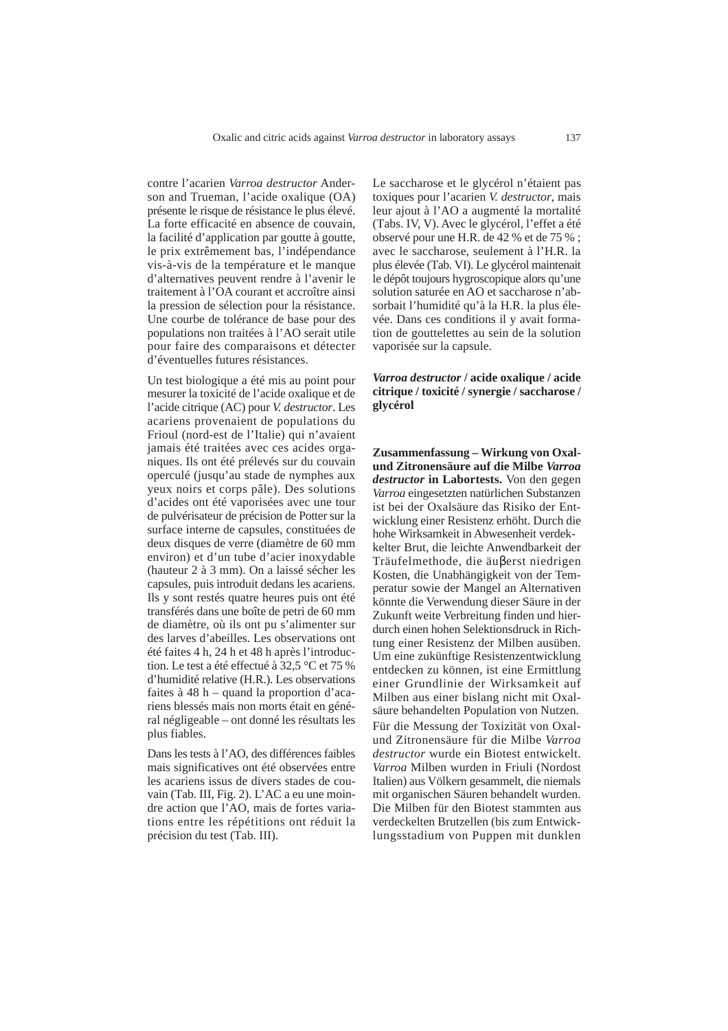contre l'acarien *Varroa destructor* Anderson and Trueman, l'acide oxalique (OA) présente le risque de résistance le plus élevé. La forte efficacité en absence de couvain, la facilité d'application par goutte à goutte, le prix extrêmement bas, l'indépendance vis-à-vis de la température et le manque d'alternatives peuvent rendre à l'avenir le traitement à l'OA courant et accroître ainsi la pression de sélection pour la résistance. Une courbe de tolérance de base pour des populations non traitées à l'AO serait utile pour faire des comparaisons et détecter d'éventuelles futures résistances.

Un test biologique a été mis au point pour mesurer la toxicité de l'acide oxalique et de l'acide citrique (AC) pour *V. destructor*. Les acariens provenaient de populations du Frioul (nord-est de l'Italie) qui n'avaient jamais été traitées avec ces acides organiques. Ils ont été prélevés sur du couvain operculé (jusqu'au stade de nymphes aux yeux noirs et corps pâle). Des solutions d'acides ont été vaporisées avec une tour de pulvérisateur de précision de Potter sur la surface interne de capsules, constituées de deux disques de verre (diamètre de 60 mm environ) et d'un tube d'acier inoxydable (hauteur 2 à 3 mm). On a laissé sécher les capsules, puis introduit dedans les acariens. Ils y sont restés quatre heures puis ont été transférés dans une boîte de petri de 60 mm de diamètre, où ils ont pu s'alimenter sur des larves d'abeilles. Les observations ont été faites 4 h, 24 h et 48 h après l'introduction. Le test a été effectué à 32,5 °C et 75 % d'humidité relative (H.R.). Les observations faites à 48 h – quand la proportion d'acariens blessés mais non morts était en général négligeable – ont donné les résultats les plus fiables.

Dans les tests à l'AO, des différences faibles mais significatives ont été observées entre les acariens issus de divers stades de couvain (Tab. III, Fig. 2). L'AC a eu une moindre action que l'AO, mais de fortes variations entre les répétitions ont réduit la précision du test (Tab. III).

Le saccharose et le glycérol n'étaient pas toxiques pour l'acarien *V. destructor*, mais leur ajout à l'AO a augmenté la mortalité (Tabs. IV, V). Avec le glycérol, l'effet a été observé pour une H.R. de 42 % et de 75 % ; avec le saccharose, seulement à l'H.R. la plus élevée (Tab. VI). Le glycérol maintenait le dépôt toujours hygroscopique alors qu'une solution saturée en AO et saccharose n'absorbait l'humidité qu'à la H.R. la plus élevée. Dans ces conditions il y avait formation de gouttelettes au sein de la solution vaporisée sur la capsule.

***Varroa destructor* / acide oxalique / acide citrique / toxicité / synergie / saccharose / glycérol**

**Zusammenfassung – Wirkung von Oxal- und Zitronensäure auf die Milbe *Varroa destructor* in Labortests.** Von den gegen *Varroa* eingesetzten natürlichen Substanzen ist bei der Oxalsäure das Risiko der Entwicklung einer Resistenz erhöht. Durch die hohe Wirksamkeit in Abwesenheit verdeckelter Brut, die leichte Anwendbarkeit der Träufelmethode, die äuβerst niedrigen Kosten, die Unabhängigkeit von der Temperatur sowie der Mangel an Alternativen könnte die Verwendung dieser Säure in der Zukunft weite Verbreitung finden und hierdurch einen hohen Selektionsdruck in Richtung einer Resistenz der Milben ausüben. Um eine zukünftige Resistenzentwicklung entdecken zu können, ist eine Ermittlung einer Grundlinie der Wirksamkeit auf Milben aus einer bislang nicht mit Oxalsäure behandelten Population von Nutzen.

Für die Messung der Toxizität von Oxal- und Zitronensäure für die Milbe *Varroa destructor* wurde ein Biotest entwickelt. *Varroa* Milben wurden in Friuli (Nordost Italien) aus Völkern gesammelt, die niemals mit organischen Säuren behandelt wurden. Die Milben für den Biotest stammten aus verdeckelten Brutzellen (bis zum Entwicklungsstadium von Puppen mit dunklen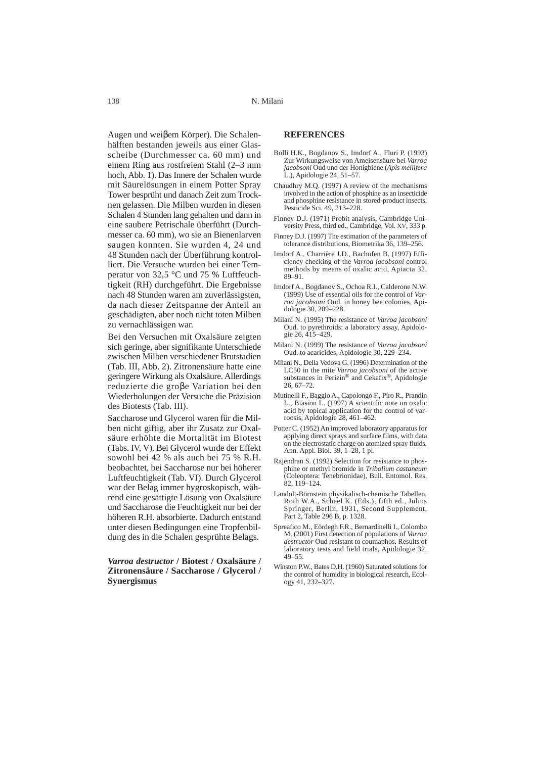Augen und weiβem Körper). Die Schalenhälften bestanden jeweils aus einer Glasscheibe (Durchmesser ca. 60 mm) und einem Ring aus rostfreiem Stahl (2–3 mm hoch, Abb. 1). Das Innere der Schalen wurde mit Säurelösungen in einem Potter Spray Tower besprüht und danach Zeit zum Trocknen gelassen. Die Milben wurden in diesen Schalen 4 Stunden lang gehalten und dann in eine saubere Petrischale überführt (Durchmesser ca. 60 mm), wo sie an Bienenlarven saugen konnten. Sie wurden 4, 24 und 48 Stunden nach der Überführung kontrolliert. Die Versuche wurden bei einer Temperatur von 32,5 °C und 75 % Luftfeuchtigkeit (RH) durchgeführt. Die Ergebnisse nach 48 Stunden waren am zuverlässigsten, da nach dieser Zeitspanne der Anteil an geschädigten, aber noch nicht toten Milben zu vernachlässigen war.

Bei den Versuchen mit Oxalsäure zeigten sich geringe, aber signifikante Unterschiede zwischen Milben verschiedener Brutstadien (Tab. III, Abb. 2). Zitronensäure hatte eine geringere Wirkung als Oxalsäure. Allerdings reduzierte die groβe Variation bei den Wiederholungen der Versuche die Präzision des Biotests (Tab. III).

Saccharose und Glycerol waren für die Milben nicht giftig, aber ihr Zusatz zur Oxalsäure erhöhte die Mortalität im Biotest (Tabs. IV, V). Bei Glycerol wurde der Effekt sowohl bei 42 % als auch bei 75 % R.H. beobachtet, bei Saccharose nur bei höherer Luftfeuchtigkeit (Tab. VI). Durch Glycerol war der Belag immer hygroskopisch, während eine gesättigte Lösung von Oxalsäure und Saccharose die Feuchtigkeit nur bei der höheren R.H. absorbierte. Dadurch entstand unter diesen Bedingungen eine Tropfenbildung des in die Schalen gesprühte Belags.

***Varroa destructor* / Biotest / Oxalsäure / Zitronensäure / Saccharose / Glycerol / Synergismus**

## REFERENCES

Bolli H.K., Bogdanov S., Imdorf A., Fluri P. (1993) Zur Wirkungsweise von Ameisensäure bei *Varroa jacobsoni* Oud und der Honigbiene (*Apis mellifera* L.), Apidologie 24, 51–57.

Chaudhry M.Q. (1997) A review of the mechanisms involved in the action of phosphine as an insecticide and phosphine resistance in stored-product insects, Pesticide Sci. 49, 213–228.

Finney D.J. (1971) Probit analysis, Cambridge University Press, third ed., Cambridge, Vol. XV, 333 p.

Finney D.J. (1997) The estimation of the parameters of tolerance distributions, Biometrika 36, 139–256.

Imdorf A., Charrière J.D., Bachofen B. (1997) Efficiency checking of the *Varroa jacobsoni* control methods by means of oxalic acid, Apiacta 32, 89–91.

Imdorf A., Bogdanov S., Ochoa R.I., Calderone N.W. (1999) Use of essential oils for the control of *Varroa jacobsoni* Oud. in honey bee colonies, Apidologie 30, 209–228.

Milani N. (1995) The resistance of *Varroa jacobsoni* Oud. to pyrethroids: a laboratory assay, Apidologie 26, 415–429.

Milani N. (1999) The resistance of *Varroa jacobsoni* Oud. to acaricides, Apidologie 30, 229–234.

Milani N., Della Vedova G. (1996) Determination of the LC50 in the mite *Varroa jacobsoni* of the active substances in Perizin® and Cekafix®, Apidologie 26, 67–72.

Mutinelli F., Baggio A., Capolongo F., Piro R., Prandin L., Biasion L. (1997) A scientific note on oxalic acid by topical application for the control of varroosis, Apidologie 28, 461–462.

Potter C. (1952) An improved laboratory apparatus for applying direct sprays and surface films, with data on the electrostatic charge on atomized spray fluids, Ann. Appl. Biol. 39, 1–28, 1 pl.

Rajendran S. (1992) Selection for resistance to phosphine or methyl bromide in *Tribolium castaneum* (Coleoptera: Tenebrionidae), Bull. Entomol. Res. 82, 119–124.

Landolt-Börnstein physikalisch-chemische Tabellen, Roth W.A., Scheel K. (Eds.), fifth ed., Julius Springer, Berlin, 1931, Second Supplement, Part 2, Table 296 B, p. 1328.

Spreafico M., Eördegh F.R., Bernardinelli I., Colombo M. (2001) First detection of populations of *Varroa destructor* Oud resistant to coumaphos. Results of laboratory tests and field trials, Apidologie 32, 49–55.

Winston P.W., Bates D.H. (1960) Saturated solutions for the control of humidity in biological research, Ecology 41, 232–327.